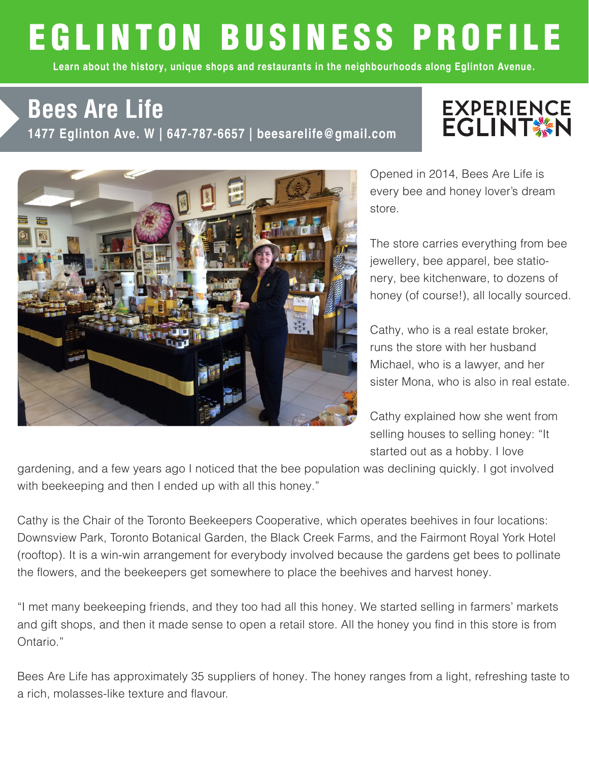# EGLINTON BUSINESS PROFILE

**Learn about the history, unique shops and restaurants in the neighbourhoods along Eglinton Avenue.**

## Bees Are Life

**1477 Eglinton Ave. W | 647-787-6657 | beesarelife@gmail.com**

EXPERIENCE EGLINTON

Opened in 2014, Bees Are Life is every bee and honey lover's dream store.

The store carries everything from bee jewellery, bee apparel, bee stationery, bee kitchenware, to dozens of honey (of course!), all locally sourced.

Cathy, who is a real estate broker, runs the store with her husband Michael, who is a lawyer, and her sister Mona, who is also in real estate.

Cathy explained how she went from selling houses to selling honey: "It started out as a hobby. I love gardening, and a few years ago I noticed that the bee population was declining quickly. I got involved with beekeeping and then I ended up with all this honey."

Cathy is the Chair of the Toronto Beekeepers Cooperative, which operates beehives in four locations: Downsview Park, Toronto Botanical Garden, the Black Creek Farms, and the Fairmont Royal York Hotel (rooftop). It is a win-win arrangement for everybody involved because the gardens get bees to pollinate the flowers, and the beekeepers get somewhere to place the beehives and harvest honey.

"I met many beekeeping friends, and they too had all this honey. We started selling in farmers' markets and gift shops, and then it made sense to open a retail store. All the honey you find in this store is from Ontario."

Bees Are Life has approximately 35 suppliers of honey. The honey ranges from a light, refreshing taste to a rich, molasses-like texture and flavour.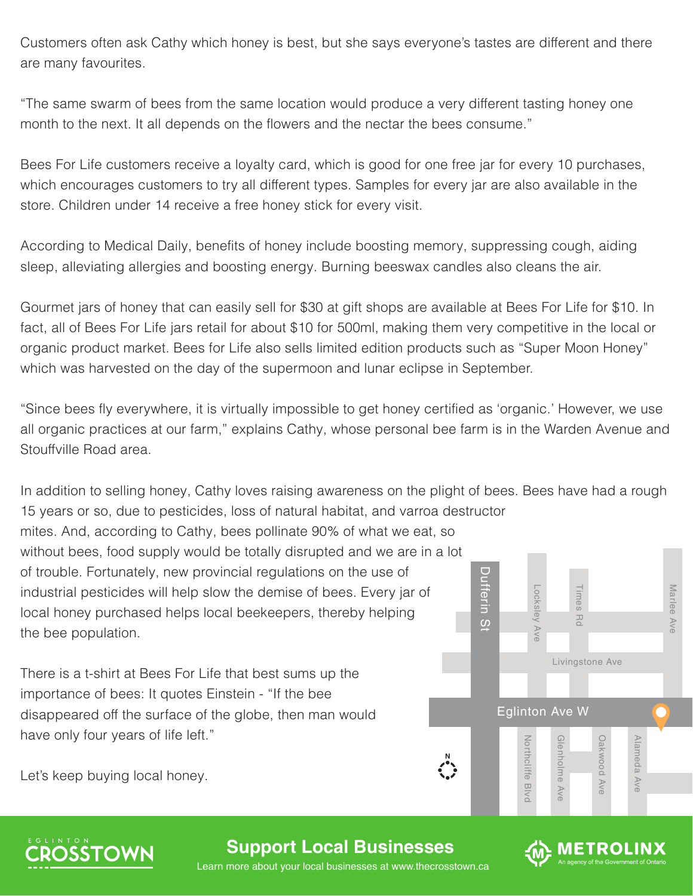Customers often ask Cathy which honey is best, but she says everyone's tastes are different and there are many favourites.

"The same swarm of bees from the same location would produce a very different tasting honey one month to the next. It all depends on the flowers and the nectar the bees consume."

Bees For Life customers receive a loyalty card, which is good for one free jar for every 10 purchases, which encourages customers to try all different types. Samples for every jar are also available in the store. Children under 14 receive a free honey stick for every visit.

According to Medical Daily, benefits of honey include boosting memory, suppressing cough, aiding sleep, alleviating allergies and boosting energy. Burning beeswax candles also cleans the air.

Gourmet jars of honey that can easily sell for $30 at gift shops are available at Bees For Life for $10. In fact, all of Bees For Life jars retail for about $10 for 500ml, making them very competitive in the local or organic product market. Bees for Life also sells limited edition products such as "Super Moon Honey" which was harvested on the day of the supermoon and lunar eclipse in September.

"Since bees fly everywhere, it is virtually impossible to get honey certified as 'organic.' However, we use all organic practices at our farm," explains Cathy, whose personal bee farm is in the Warden Avenue and Stouffville Road area.

In addition to selling honey, Cathy loves raising awareness on the plight of bees. Bees have had a rough 15 years or so, due to pesticides, loss of natural habitat, and varroa destructor mites. And, according to Cathy, bees pollinate 90% of what we eat, so without bees, food supply would be totally disrupted and we are in a lot of trouble. Fortunately, new provincial regulations on the use of industrial pesticides will help slow the demise of bees. Every jar of local honey purchased helps local beekeepers, thereby helping the bee population.

There is a t-shirt at Bees For Life that best sums up the importance of bees: It quotes Einstein - "If the bee disappeared off the surface of the globe, then man would have only four years of life left."

Let's keep buying local honey.

Dufferin St
Locksley Ave
Times Rd
Marlee Ave
Livingstone Ave
Eglinton Ave W
Northcliffe Blvd
Glenholme Ave
Oakwood Ave
Alameda Ave
N

EGLINTON CROSSTOWN

**Support Local Businesses**

Learn more about your local businesses at www.thecrosstown.ca

METROLINX
An agency of the Government of Ontario